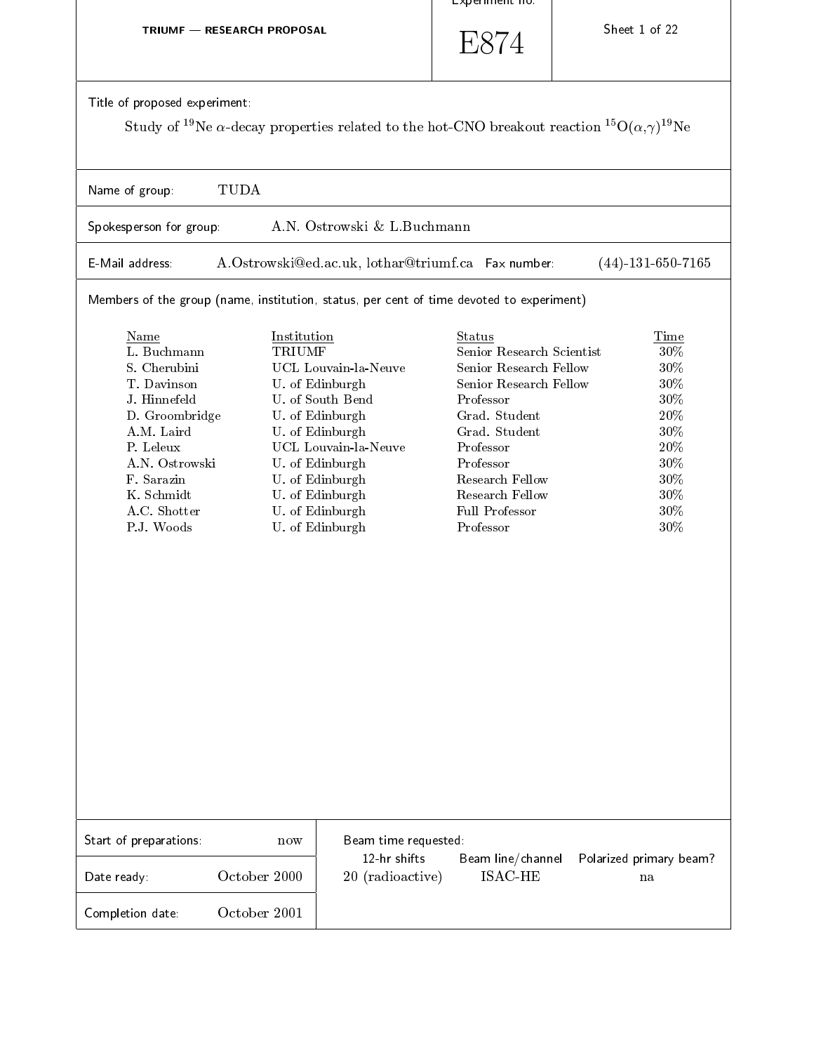**TRIUMF — RESEARCH PROPOSAL**

Experiment no.

# E874

Sheet 1 of 22

Title of proposed experiment:

Study of $^{19}$Ne $\alpha$-decay properties related to the hot-CNO breakout reaction $^{15}$O($\alpha$,$\gamma$)$^{19}$Ne

Name of group: TUDA

Spokesperson for group: A.N. Ostrowski & L.Buchmann

E-Mail address: A.Ostrowski@ed.ac.uk, lothar@triumf.ca Fax number: (44)-131-650-7165

Members of the group (name, institution, status, per cent of time devoted to experiment)

| Name | Institution | Status | Time |
|---|---|---|---|
| L. Buchmann | TRIUMF | Senior Research Scientist | 30% |
| S. Cherubini | UCL Louvain-la-Neuve | Senior Research Fellow | 30% |
| T. Davinson | U. of Edinburgh | Senior Research Fellow | 30% |
| J. Hinnefeld | U. of South Bend | Professor | 30% |
| D. Groombridge | U. of Edinburgh | Grad. Student | 20% |
| A.M. Laird | U. of Edinburgh | Grad. Student | 30% |
| P. Leleux | UCL Louvain-la-Neuve | Professor | 20% |
| A.N. Ostrowski | U. of Edinburgh | Professor | 30% |
| F. Sarazin | U. of Edinburgh | Research Fellow | 30% |
| K. Schmidt | U. of Edinburgh | Research Fellow | 30% |
| A.C. Shotter | U. of Edinburgh | Full Professor | 30% |
| P.J. Woods | U. of Edinburgh | Professor | 30% |

| | |
|---|---|
| Start of preparations: | now |
| Date ready: | October 2000 |
| Completion date: | October 2001 |

Beam time requested:

| 12-hr shifts | Beam line/channel | Polarized primary beam? |
|---|---|---|
| 20 (radioactive) | ISAC-HE | na |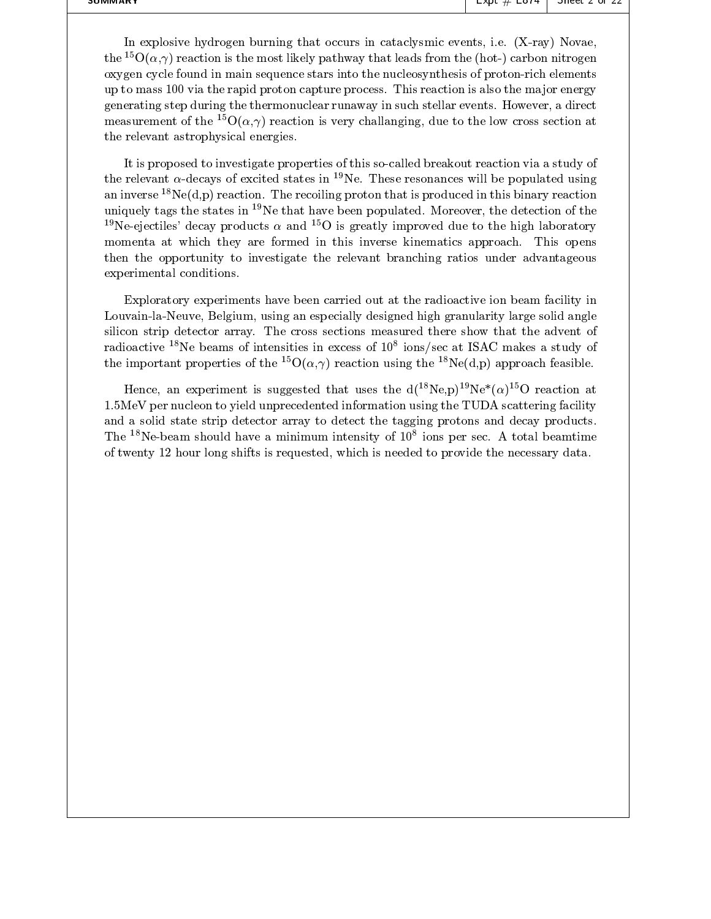In explosive hydrogen burning that occurs in cataclysmic events, i.e. (X-ray) Novae, the $^{15}$O($\alpha$,$\gamma$) reaction is the most likely pathway that leads from the (hot-) carbon nitrogen oxygen cycle found in main sequence stars into the nucleosynthesis of proton-rich elements up to mass 100 via the rapid proton capture process. This reaction is also the major energy generating step during the thermonuclear runaway in such stellar events. However, a direct measurement of the $^{15}$O($\alpha$,$\gamma$) reaction is very challanging, due to the low cross section at the relevant astrophysical energies.

It is proposed to investigate properties of this so-called breakout reaction via a study of the relevant $\alpha$-decays of excited states in $^{19}$Ne. These resonances will be populated using an inverse $^{18}$Ne(d,p) reaction. The recoiling proton that is produced in this binary reaction uniquely tags the states in $^{19}$Ne that have been populated. Moreover, the detection of the $^{19}$Ne-ejectiles' decay products $\alpha$ and $^{15}$O is greatly improved due to the high laboratory momenta at which they are formed in this inverse kinematics approach. This opens then the opportunity to investigate the relevant branching ratios under advantageous experimental conditions.

Exploratory experiments have been carried out at the radioactive ion beam facility in Louvain-la-Neuve, Belgium, using an especially designed high granularity large solid angle silicon strip detector array. The cross sections measured there show that the advent of radioactive $^{18}$Ne beams of intensities in excess of $10^8$ ions/sec at ISAC makes a study of the important properties of the $^{15}$O($\alpha$,$\gamma$) reaction using the $^{18}$Ne(d,p) approach feasible.

Hence, an experiment is suggested that uses the d($^{18}$Ne,p)$^{19}$Ne*($\alpha$)$^{15}$O reaction at 1.5MeV per nucleon to yield unprecedented information using the TUDA scattering facility and a solid state strip detector array to detect the tagging protons and decay products. The $^{18}$Ne-beam should have a minimum intensity of $10^8$ ions per sec. A total beamtime of twenty 12 hour long shifts is requested, which is needed to provide the necessary data.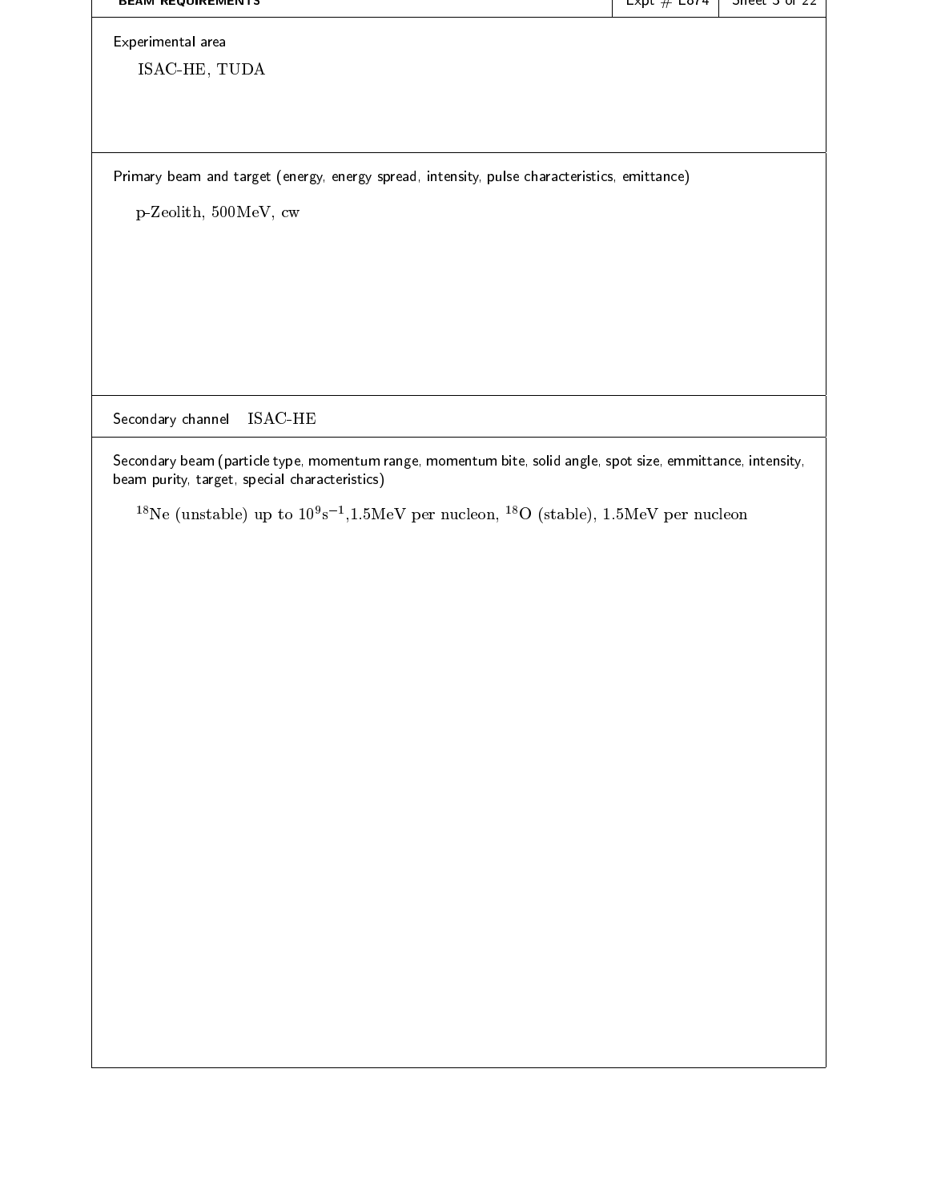## BEAM REQUIREMENTS

Expt # E874

**Experimental area**

ISAC-HE, TUDA

**Primary beam and target (energy, energy spread, intensity, pulse characteristics, emittance)**

p-Zeolith, 500MeV, cw

**Secondary channel** ISAC-HE

**Secondary beam (particle type, momentum range, momentum bite, solid angle, spot size, emmittance, intensity, beam purity, target, special characteristics)**

$^{18}$Ne (unstable) up to $10^{9}$s$^{-1}$,1.5MeV per nucleon, $^{18}$O (stable), 1.5MeV per nucleon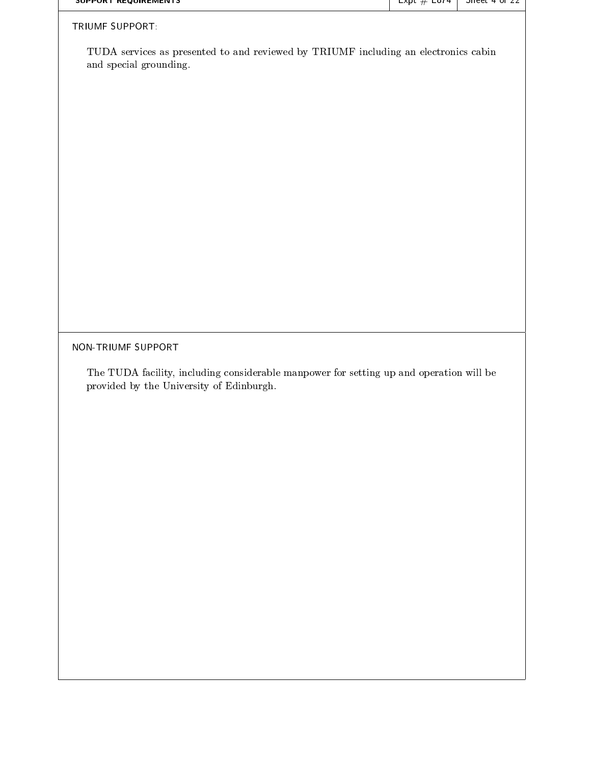TRIUMF SUPPORT:

TUDA services as presented to and reviewed by TRIUMF including an electronics cabin and special grounding.

NON-TRIUMF SUPPORT

The TUDA facility, including considerable manpower for setting up and operation will be provided by the University of Edinburgh.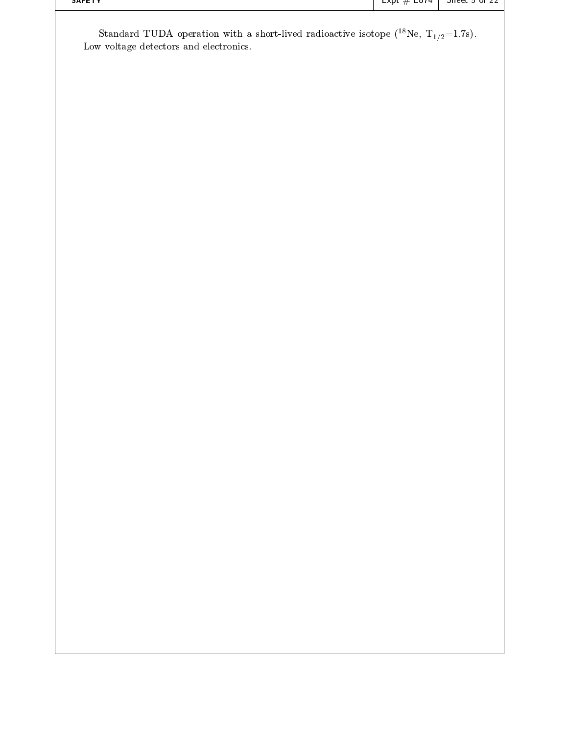Standard TUDA operation with a short-lived radioactive isotope ($^{18}$Ne, $T_{1/2}$=1.7s). Low voltage detectors and electronics.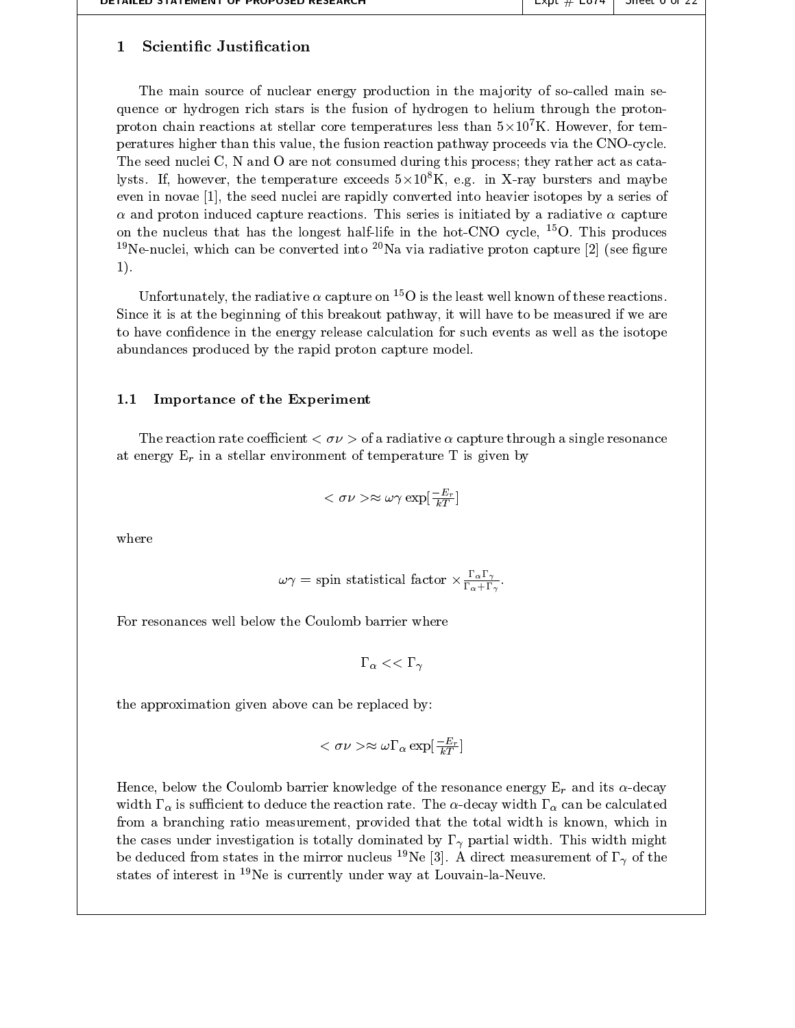## 1 Scientific Justification

The main source of nuclear energy production in the majority of so-called main sequence or hydrogen rich stars is the fusion of hydrogen to helium through the proton-proton chain reactions at stellar core temperatures less than $5\times10^7$K. However, for temperatures higher than this value, the fusion reaction pathway proceeds via the CNO-cycle. The seed nuclei C, N and O are not consumed during this process; they rather act as catalysts. If, however, the temperature exceeds $5\times10^8$K, e.g. in X-ray bursters and maybe even in novae [1], the seed nuclei are rapidly converted into heavier isotopes by a series of $\alpha$ and proton induced capture reactions. This series is initiated by a radiative $\alpha$ capture on the nucleus that has the longest half-life in the hot-CNO cycle, $^{15}$O. This produces $^{19}$Ne-nuclei, which can be converted into $^{20}$Na via radiative proton capture [2] (see figure 1).

Unfortunately, the radiative $\alpha$ capture on $^{15}$O is the least well known of these reactions. Since it is at the beginning of this breakout pathway, it will have to be measured if we are to have confidence in the energy release calculation for such events as well as the isotope abundances produced by the rapid proton capture model.

### 1.1 Importance of the Experiment

The reaction rate coefficient $<\sigma\nu>$ of a radiative $\alpha$ capture through a single resonance at energy $E_r$ in a stellar environment of temperature T is given by

$$<\sigma\nu> \approx \omega\gamma \exp[\tfrac{-E_r}{kT}]$$

where

$$\omega\gamma = \text{spin statistical factor} \times \tfrac{\Gamma_\alpha \Gamma_\gamma}{\Gamma_\alpha + \Gamma_\gamma}.$$

For resonances well below the Coulomb barrier where

$$\Gamma_\alpha << \Gamma_\gamma$$

the approximation given above can be replaced by:

$$<\sigma\nu> \approx \omega\Gamma_\alpha \exp[\tfrac{-E_r}{kT}]$$

Hence, below the Coulomb barrier knowledge of the resonance energy $E_r$ and its $\alpha$-decay width $\Gamma_\alpha$ is sufficient to deduce the reaction rate. The $\alpha$-decay width $\Gamma_\alpha$ can be calculated from a branching ratio measurement, provided that the total width is known, which in the cases under investigation is totally dominated by $\Gamma_\gamma$ partial width. This width might be deduced from states in the mirror nucleus $^{19}$Ne [3]. A direct measurement of $\Gamma_\gamma$ of the states of interest in $^{19}$Ne is currently under way at Louvain-la-Neuve.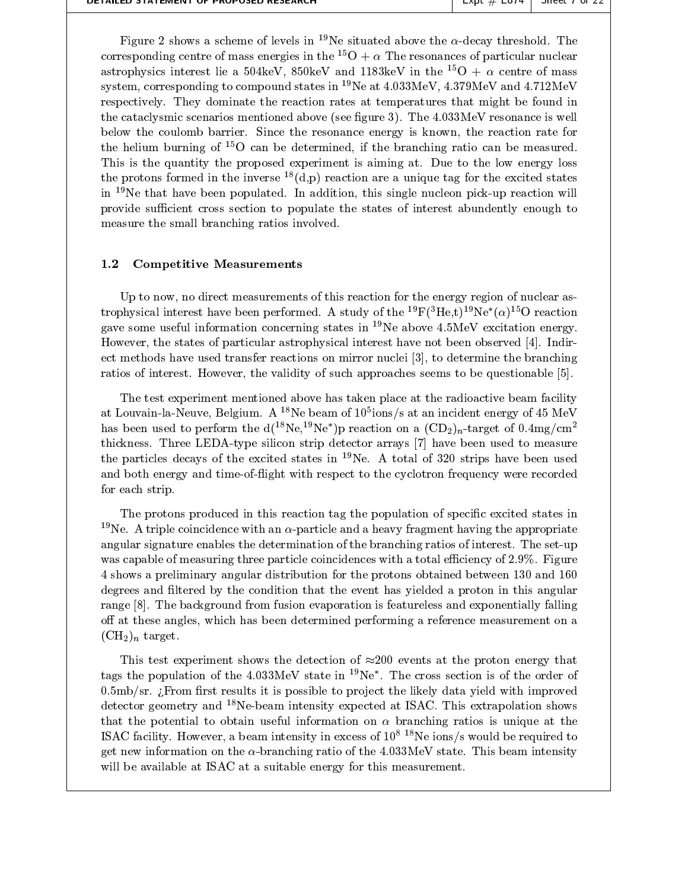Figure 2 shows a scheme of levels in $^{19}$Ne situated above the $\alpha$-decay threshold. The corresponding centre of mass energies in the $^{15}$O + $\alpha$ The resonances of particular nuclear astrophysics interest lie a 504keV, 850keV and 1183keV in the $^{15}$O + $\alpha$ centre of mass system, corresponding to compound states in $^{19}$Ne at 4.033MeV, 4.379MeV and 4.712MeV respectively. They dominate the reaction rates at temperatures that might be found in the cataclysmic scenarios mentioned above (see figure 3). The 4.033MeV resonance is well below the coulomb barrier. Since the resonance energy is known, the reaction rate for the helium burning of $^{15}$O can be determined, if the branching ratio can be measured. This is the quantity the proposed experiment is aiming at. Due to the low energy loss the protons formed in the inverse $^{18}$(d,p) reaction are a unique tag for the excited states in $^{19}$Ne that have been populated. In addition, this single nucleon pick-up reaction will provide sufficient cross section to populate the states of interest abundently enough to measure the small branching ratios involved.

### 1.2 Competitive Measurements

Up to now, no direct measurements of this reaction for the energy region of nuclear astrophysical interest have been performed. A study of the $^{19}$F($^{3}$He,t)$^{19}$Ne$^{*}$($\alpha$)$^{15}$O reaction gave some useful information concerning states in $^{19}$Ne above 4.5MeV excitation energy. However, the states of particular astrophysical interest have not been observed [4]. Indirect methods have used transfer reactions on mirror nuclei [3], to determine the branching ratios of interest. However, the validity of such approaches seems to be questionable [5].

The test experiment mentioned above has taken place at the radioactive beam facility at Louvain-la-Neuve, Belgium. A $^{18}$Ne beam of $10^{5}$ions/s at an incident energy of 45 MeV has been used to perform the d($^{18}$Ne,$^{19}$Ne$^{*}$)p reaction on a $(CD_2)_n$-target of 0.4mg/cm$^2$ thickness. Three LEDA-type silicon strip detector arrays [7] have been used to measure the particles decays of the excited states in $^{19}$Ne. A total of 320 strips have been used and both energy and time-of-flight with respect to the cyclotron frequency were recorded for each strip.

The protons produced in this reaction tag the population of specific excited states in $^{19}$Ne. A triple coincidence with an $\alpha$-particle and a heavy fragment having the appropriate angular signature enables the determination of the branching ratios of interest. The set-up was capable of measuring three particle coincidences with a total efficiency of 2.9%. Figure 4 shows a preliminary angular distribution for the protons obtained between 130 and 160 degrees and filtered by the condition that the event has yielded a proton in this angular range [8]. The background from fusion evaporation is featureless and exponentially falling off at these angles, which has been determined performing a reference measurement on a $(CH_2)_n$ target.

This test experiment shows the detection of $\approx$200 events at the proton energy that tags the population of the 4.033MeV state in $^{19}$Ne$^{*}$. The cross section is of the order of 0.5mb/sr. ¿From first results it is possible to project the likely data yield with improved detector geometry and $^{18}$Ne-beam intensity expected at ISAC. This extrapolation shows that the potential to obtain useful information on $\alpha$ branching ratios is unique at the ISAC facility. However, a beam intensity in excess of $10^{8}$ $^{18}$Ne ions/s would be required to get new information on the $\alpha$-branching ratio of the 4.033MeV state. This beam intensity will be available at ISAC at a suitable energy for this measurement.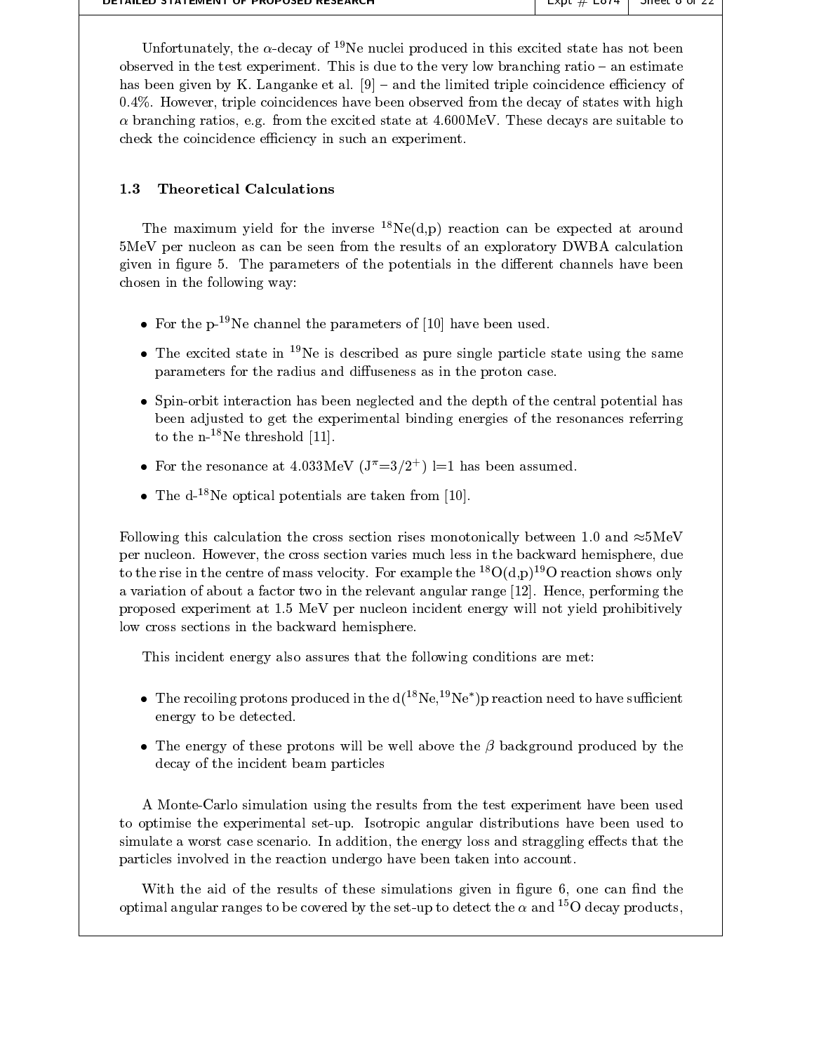Unfortunately, the $\alpha$-decay of $^{19}$Ne nuclei produced in this excited state has not been observed in the test experiment. This is due to the very low branching ratio – an estimate has been given by K. Langanke et al. [9] – and the limited triple coincidence efficiency of 0.4%. However, triple coincidences have been observed from the decay of states with high $\alpha$ branching ratios, e.g. from the excited state at 4.600MeV. These decays are suitable to check the coincidence efficiency in such an experiment.

### 1.3 Theoretical Calculations

The maximum yield for the inverse $^{18}$Ne(d,p) reaction can be expected at around 5MeV per nucleon as can be seen from the results of an exploratory DWBA calculation given in figure 5. The parameters of the potentials in the different channels have been chosen in the following way:

- For the p-$^{19}$Ne channel the parameters of [10] have been used.
- The excited state in $^{19}$Ne is described as pure single particle state using the same parameters for the radius and diffuseness as in the proton case.
- Spin-orbit interaction has been neglected and the depth of the central potential has been adjusted to get the experimental binding energies of the resonances referring to the n-$^{18}$Ne threshold [11].
- For the resonance at 4.033MeV ($J^{\pi}=3/2^{+}$) l=1 has been assumed.
- The d-$^{18}$Ne optical potentials are taken from [10].

Following this calculation the cross section rises monotonically between 1.0 and $\approx$5MeV per nucleon. However, the cross section varies much less in the backward hemisphere, due to the rise in the centre of mass velocity. For example the $^{18}$O(d,p)$^{19}$O reaction shows only a variation of about a factor two in the relevant angular range [12]. Hence, performing the proposed experiment at 1.5 MeV per nucleon incident energy will not yield prohibitively low cross sections in the backward hemisphere.

This incident energy also assures that the following conditions are met:

- The recoiling protons produced in the d($^{18}$Ne,$^{19}$Ne$^{*}$)p reaction need to have sufficient energy to be detected.
- The energy of these protons will be well above the $\beta$ background produced by the decay of the incident beam particles

A Monte-Carlo simulation using the results from the test experiment have been used to optimise the experimental set-up. Isotropic angular distributions have been used to simulate a worst case scenario. In addition, the energy loss and straggling effects that the particles involved in the reaction undergo have been taken into account.

With the aid of the results of these simulations given in figure 6, one can find the optimal angular ranges to be covered by the set-up to detect the $\alpha$ and $^{15}$O decay products,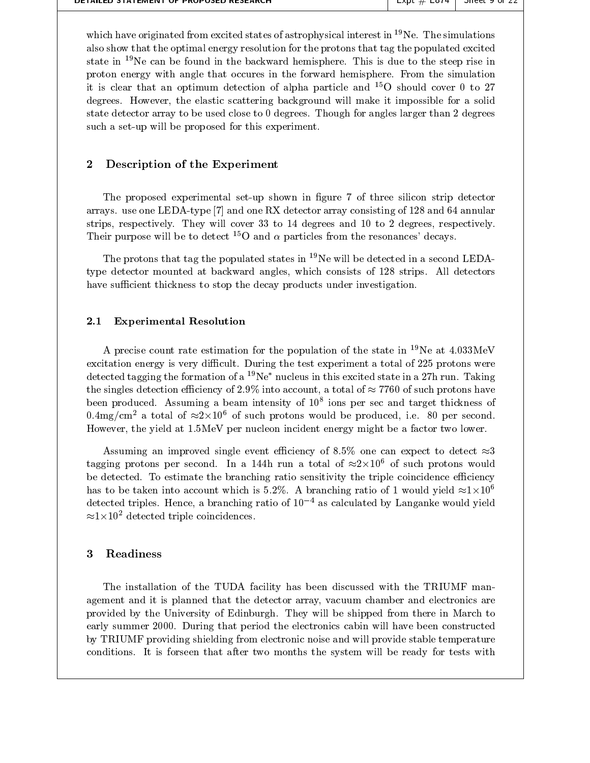which have originated from excited states of astrophysical interest in $^{19}$Ne. The simulations also show that the optimal energy resolution for the protons that tag the populated excited state in $^{19}$Ne can be found in the backward hemisphere. This is due to the steep rise in proton energy with angle that occures in the forward hemisphere. From the simulation it is clear that an optimum detection of alpha particle and $^{15}$O should cover 0 to 27 degrees. However, the elastic scattering background will make it impossible for a solid state detector array to be used close to 0 degrees. Though for angles larger than 2 degrees such a set-up will be proposed for this experiment.

## 2 Description of the Experiment

The proposed experimental set-up shown in figure 7 of three silicon strip detector arrays. use one LEDA-type [7] and one RX detector array consisting of 128 and 64 annular strips, respectively. They will cover 33 to 14 degrees and 10 to 2 degrees, respectively. Their purpose will be to detect $^{15}$O and $\alpha$ particles from the resonances' decays.

The protons that tag the populated states in $^{19}$Ne will be detected in a second LEDA-type detector mounted at backward angles, which consists of 128 strips. All detectors have sufficient thickness to stop the decay products under investigation.

### 2.1 Experimental Resolution

A precise count rate estimation for the population of the state in $^{19}$Ne at 4.033MeV excitation energy is very difficult. During the test experiment a total of 225 protons were detected tagging the formation of a $^{19}$Ne$^{*}$ nucleus in this excited state in a 27h run. Taking the singles detection efficiency of 2.9% into account, a total of $\approx$ 7760 of such protons have been produced. Assuming a beam intensity of $10^{8}$ ions per sec and target thickness of 0.4mg/cm$^{2}$ a total of $\approx 2\times10^{6}$ of such protons would be produced, i.e. 80 per second. However, the yield at 1.5MeV per nucleon incident energy might be a factor two lower.

Assuming an improved single event efficiency of 8.5% one can expect to detect $\approx$3 tagging protons per second. In a 144h run a total of $\approx 2\times10^{6}$ of such protons would be detected. To estimate the branching ratio sensitivity the triple coincidence efficiency has to be taken into account which is 5.2%. A branching ratio of 1 would yield $\approx 1\times10^{6}$ detected triples. Hence, a branching ratio of $10^{-4}$ as calculated by Langanke would yield $\approx 1\times10^{2}$ detected triple coincidences.

## 3 Readiness

The installation of the TUDA facility has been discussed with the TRIUMF management and it is planned that the detector array, vacuum chamber and electronics are provided by the University of Edinburgh. They will be shipped from there in March to early summer 2000. During that period the electronics cabin will have been constructed by TRIUMF providing shielding from electronic noise and will provide stable temperature conditions. It is forseen that after two months the system will be ready for tests with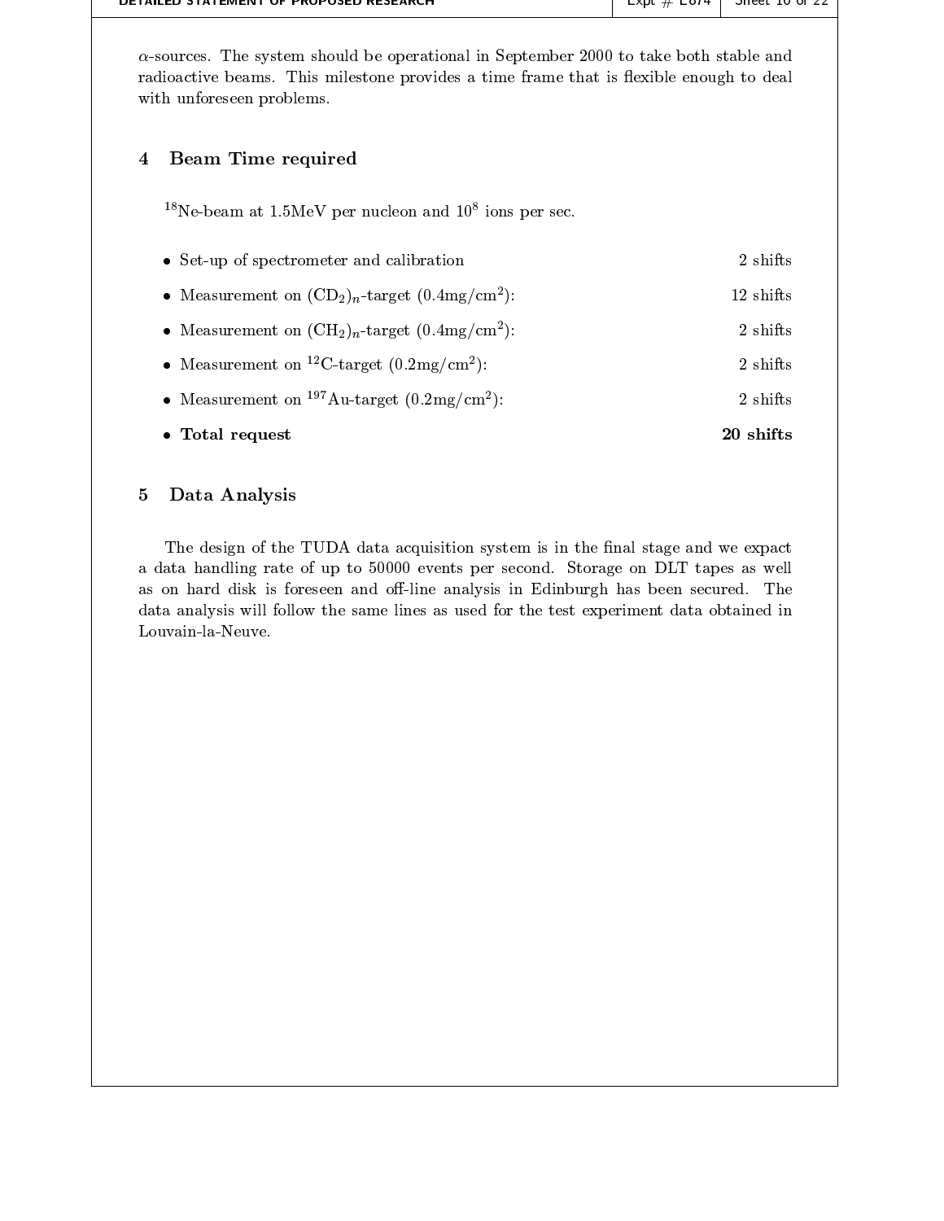$\alpha$-sources. The system should be operational in September 2000 to take both stable and radioactive beams. This milestone provides a time frame that is flexible enough to deal with unforeseen problems.

## 4 Beam Time required

$^{18}$Ne-beam at 1.5MeV per nucleon and $10^8$ ions per sec.

- Set-up of spectrometer and calibration — 2 shifts
- Measurement on $(CD_2)_n$-target (0.4mg/cm$^2$): — 12 shifts
- Measurement on $(CH_2)_n$-target (0.4mg/cm$^2$): — 2 shifts
- Measurement on $^{12}$C-target (0.2mg/cm$^2$): — 2 shifts
- Measurement on $^{197}$Au-target (0.2mg/cm$^2$): — 2 shifts
- **Total request** — **20 shifts**

## 5 Data Analysis

The design of the TUDA data acquisition system is in the final stage and we expact a data handling rate of up to 50000 events per second. Storage on DLT tapes as well as on hard disk is foreseen and off-line analysis in Edinburgh has been secured. The data analysis will follow the same lines as used for the test experiment data obtained in Louvain-la-Neuve.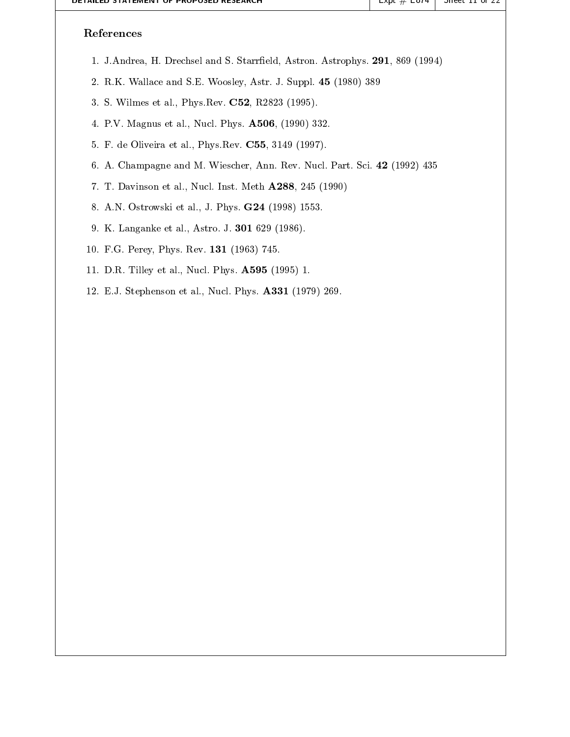### References

1. J.Andrea, H. Drechsel and S. Starrfield, Astron. Astrophys. **291**, 869 (1994)
2. R.K. Wallace and S.E. Woosley, Astr. J. Suppl. **45** (1980) 389
3. S. Wilmes et al., Phys.Rev. **C52**, R2823 (1995).
4. P.V. Magnus et al., Nucl. Phys. **A506**, (1990) 332.
5. F. de Oliveira et al., Phys.Rev. **C55**, 3149 (1997).
6. A. Champagne and M. Wiescher, Ann. Rev. Nucl. Part. Sci. **42** (1992) 435
7. T. Davinson et al., Nucl. Inst. Meth **A288**, 245 (1990)
8. A.N. Ostrowski et al., J. Phys. **G24** (1998) 1553.
9. K. Langanke et al., Astro. J. **301** 629 (1986).
10. F.G. Perey, Phys. Rev. **131** (1963) 745.
11. D.R. Tilley et al., Nucl. Phys. **A595** (1995) 1.
12. E.J. Stephenson et al., Nucl. Phys. **A331** (1979) 269.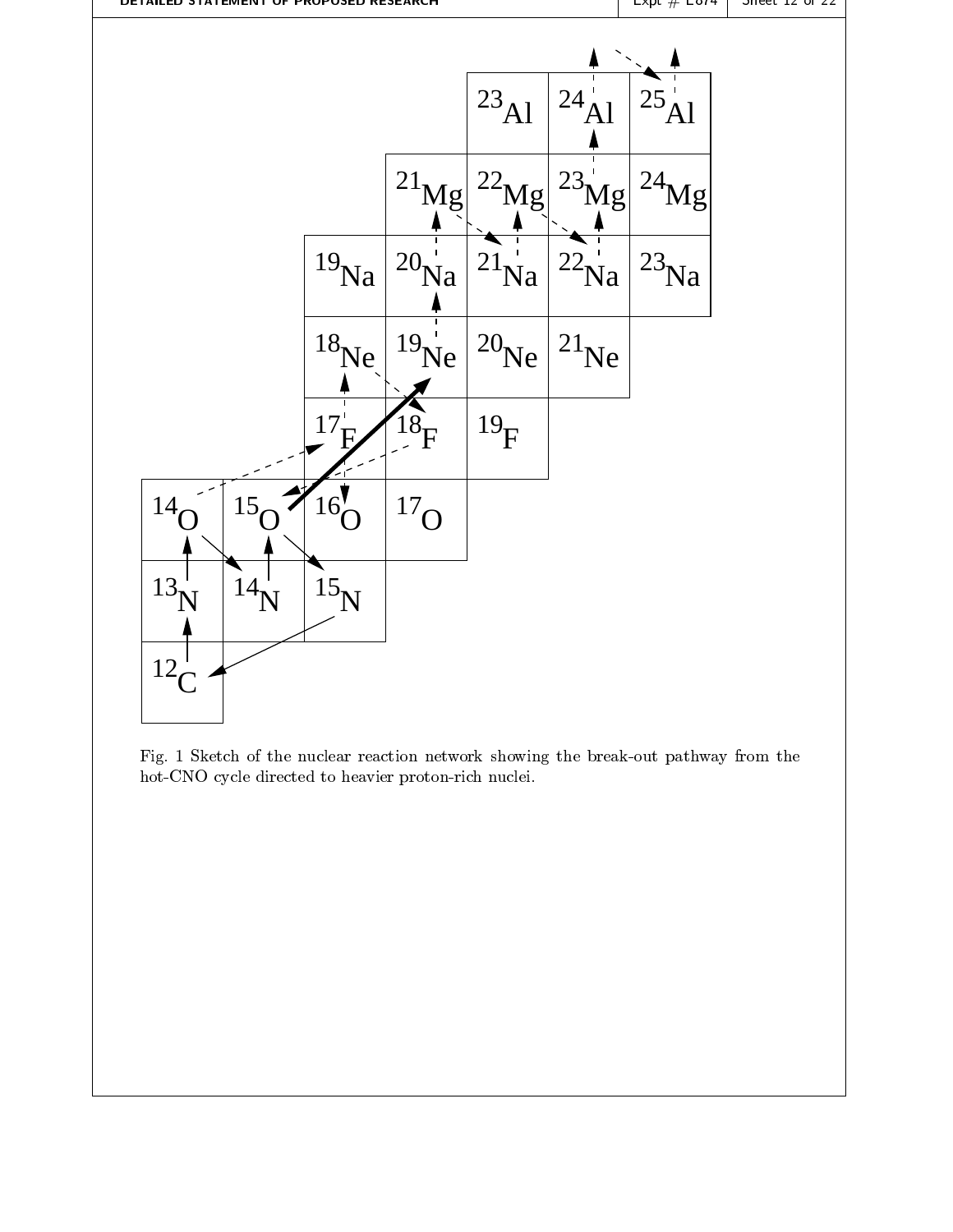Fig. 1 Sketch of the nuclear reaction network showing the break-out pathway from the hot-CNO cycle directed to heavier proton-rich nuclei.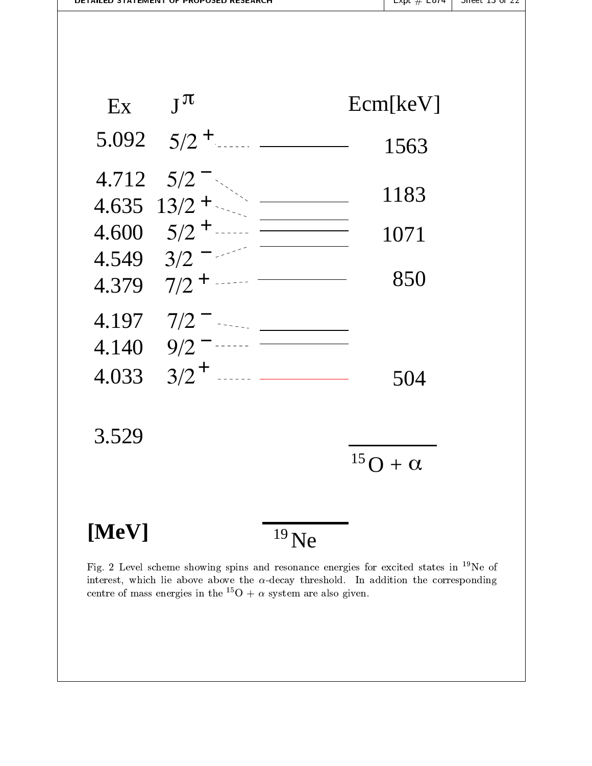| Ex | $J^\pi$ | Ecm[keV] |
| --- | --- | --- |
| 5.092 | $5/2^+$ | 1563 |
| 4.712 | $5/2^-$ | 1183 |
| 4.635 | $13/2^+$ | |
| 4.600 | $5/2^+$ | 1071 |
| 4.549 | $3/2^-$ | |
| 4.379 | $7/2^+$ | 850 |
| 4.197 | $7/2^-$ | |
| 4.140 | $9/2^-$ | |
| 4.033 | $3/2^+$ | 504 |
| 3.529 | | $^{15}O + \alpha$ |

[MeV] $^{19}Ne$

Fig. 2 Level scheme showing spins and resonance energies for excited states in $^{19}Ne$ of interest, which lie above above the $\alpha$-decay threshold. In addition the corresponding centre of mass energies in the $^{15}O + \alpha$ system are also given.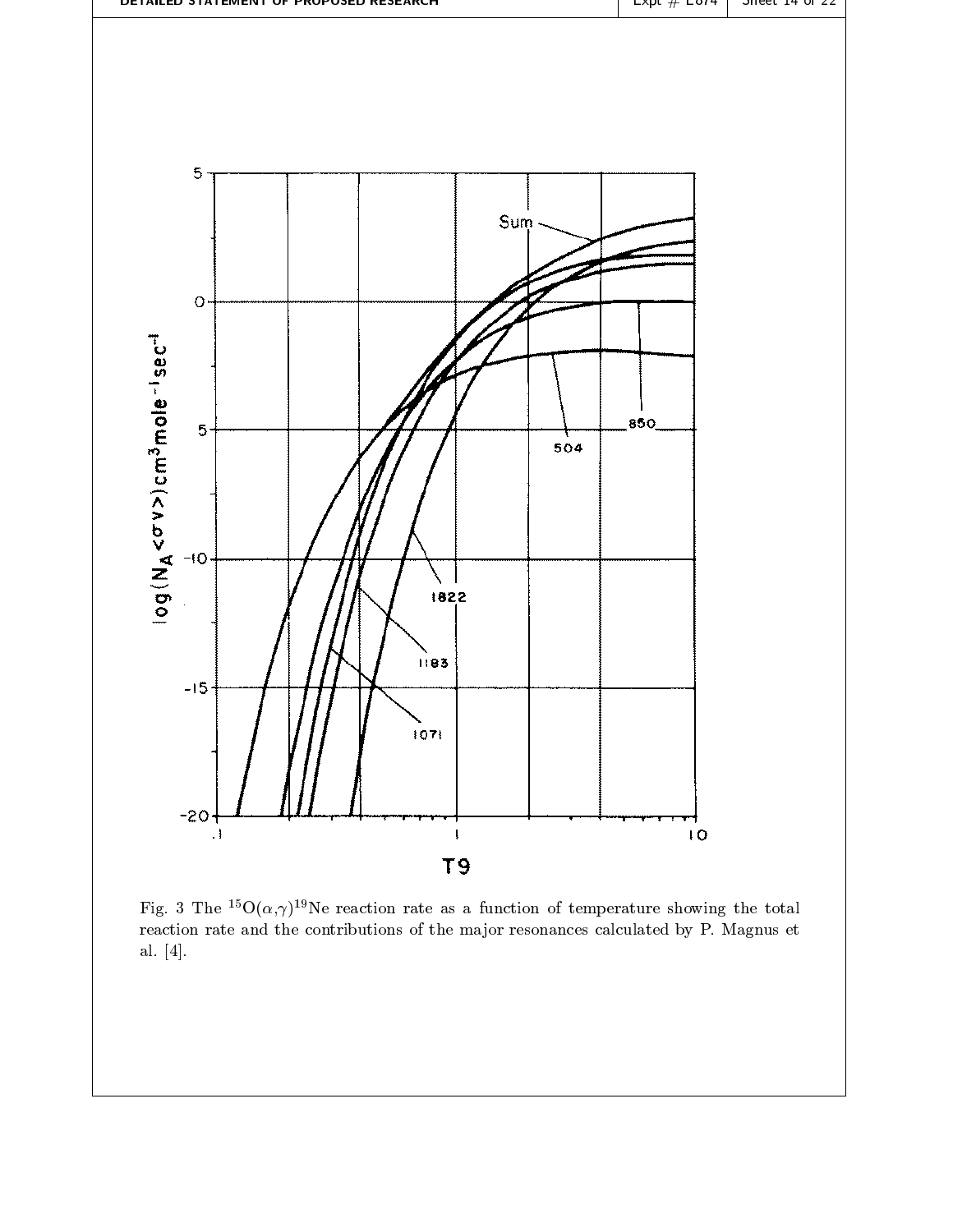Fig. 3 The $^{15}O(\alpha,\gamma)^{19}Ne$ reaction rate as a function of temperature showing the total reaction rate and the contributions of the major resonances calculated by P. Magnus et al. [4].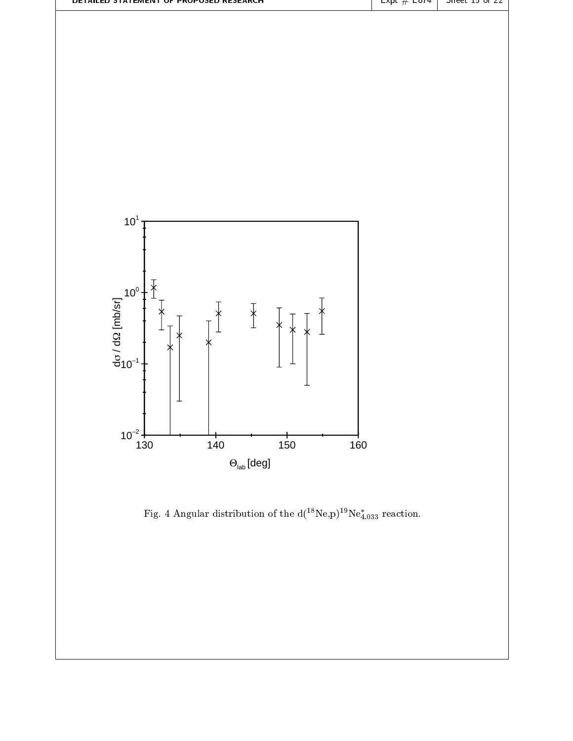Fig. 4 Angular distribution of the $d(^{18}Ne,p)^{19}Ne^*_{4.033}$ reaction.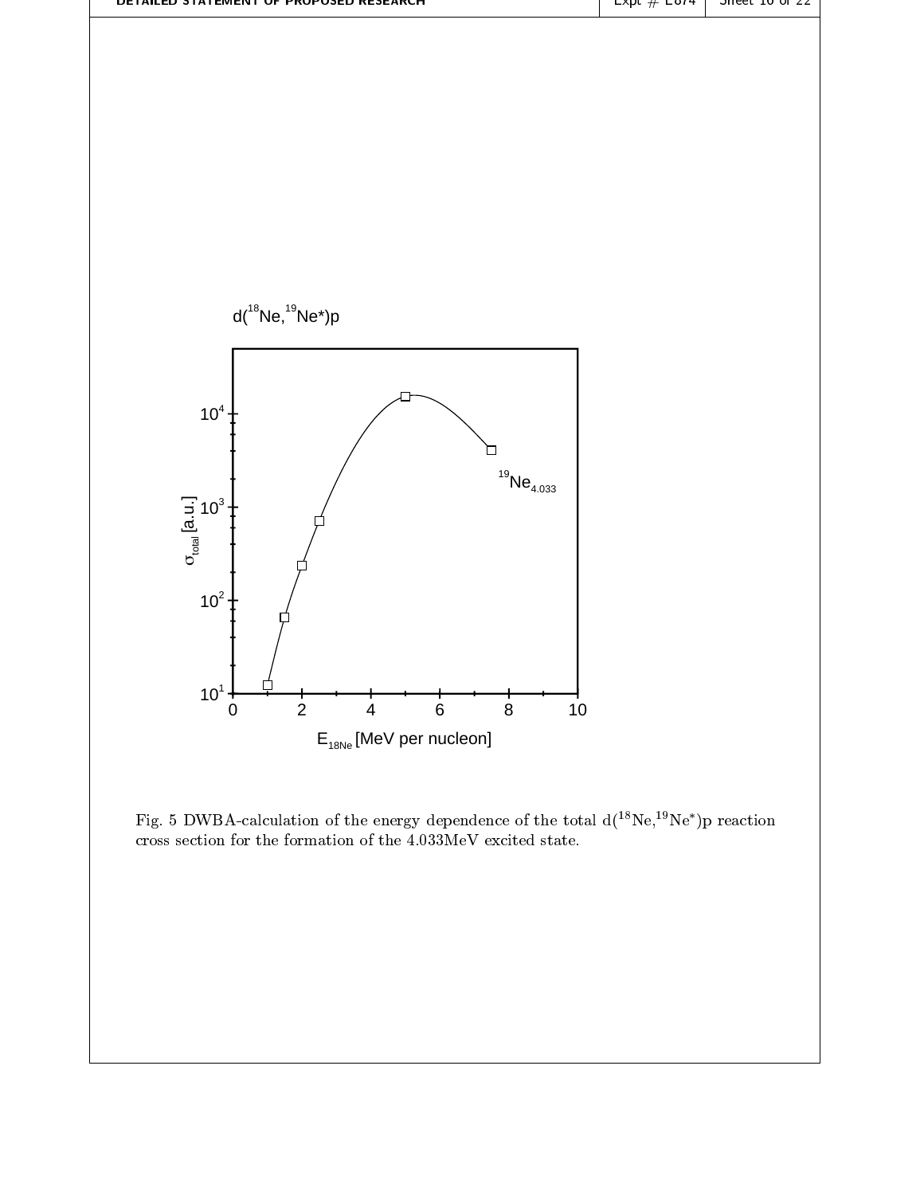Fig. 5 DWBA-calculation of the energy dependence of the total d($^{18}$Ne,$^{19}$Ne$^{*}$)p reaction cross section for the formation of the 4.033MeV excited state.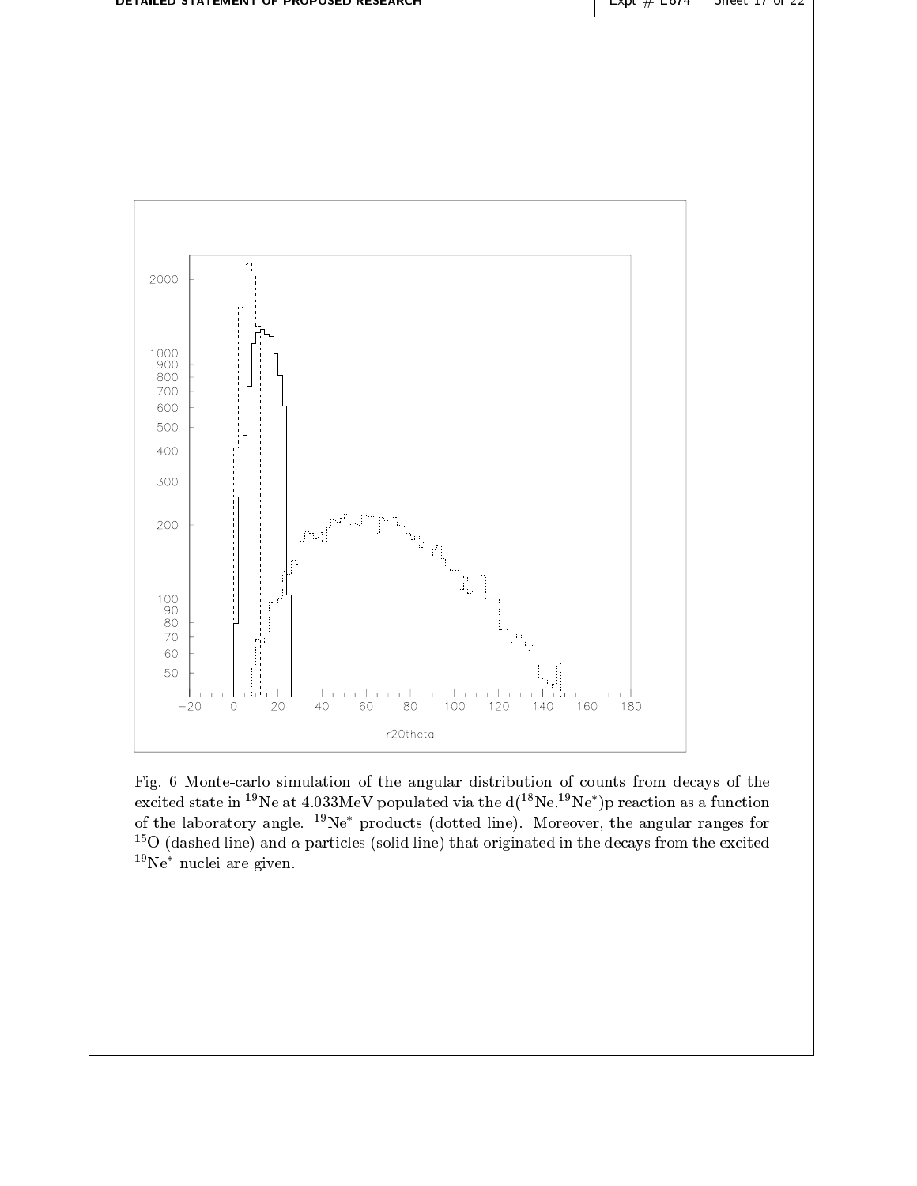Fig. 6 Monte-carlo simulation of the angular distribution of counts from decays of the excited state in $^{19}$Ne at 4.033MeV populated via the d($^{18}$Ne,$^{19}$Ne$^*$)p reaction as a function of the laboratory angle. $^{19}$Ne$^*$ products (dotted line). Moreover, the angular ranges for $^{15}$O (dashed line) and $\alpha$ particles (solid line) that originated in the decays from the excited $^{19}$Ne$^*$ nuclei are given.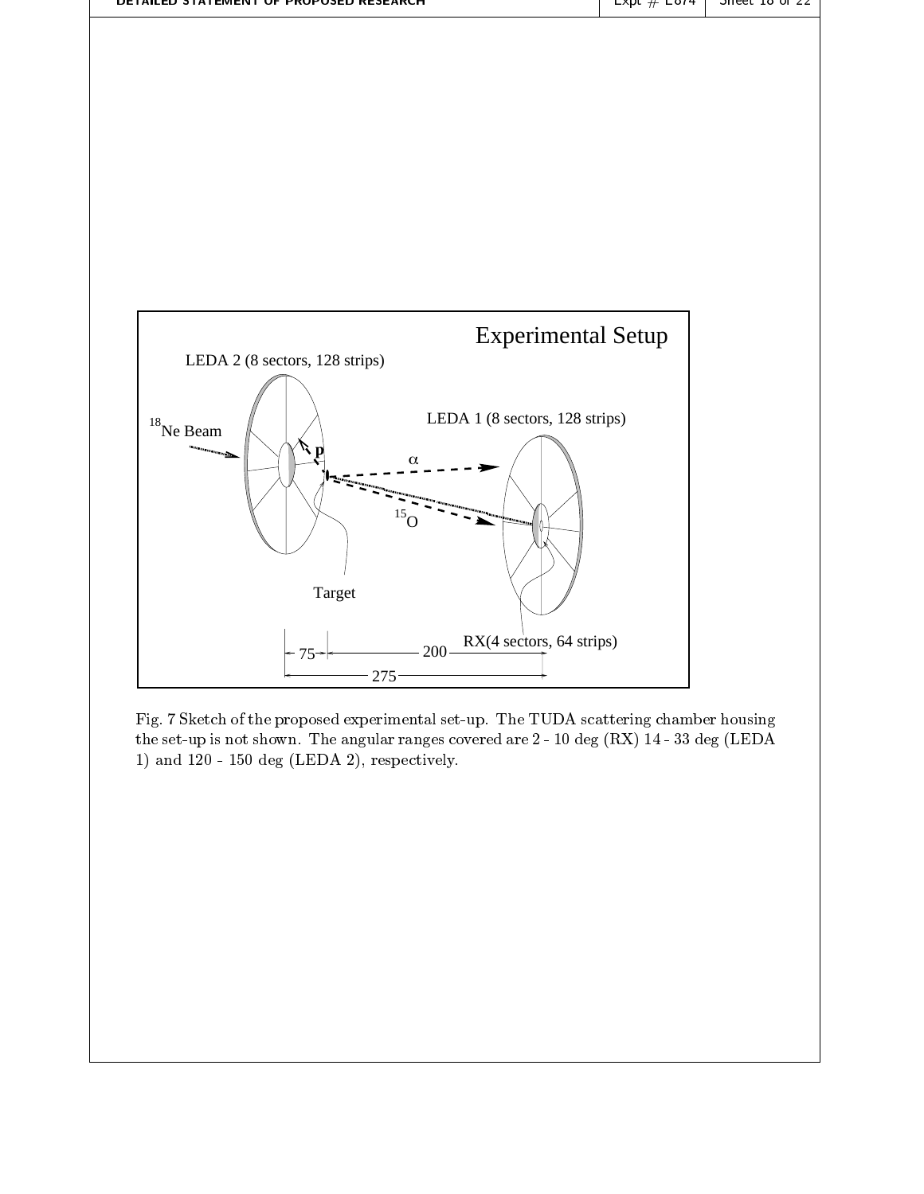Fig. 7 Sketch of the proposed experimental set-up. The TUDA scattering chamber housing the set-up is not shown. The angular ranges covered are 2 - 10 deg (RX) 14 - 33 deg (LEDA 1) and 120 - 150 deg (LEDA 2), respectively.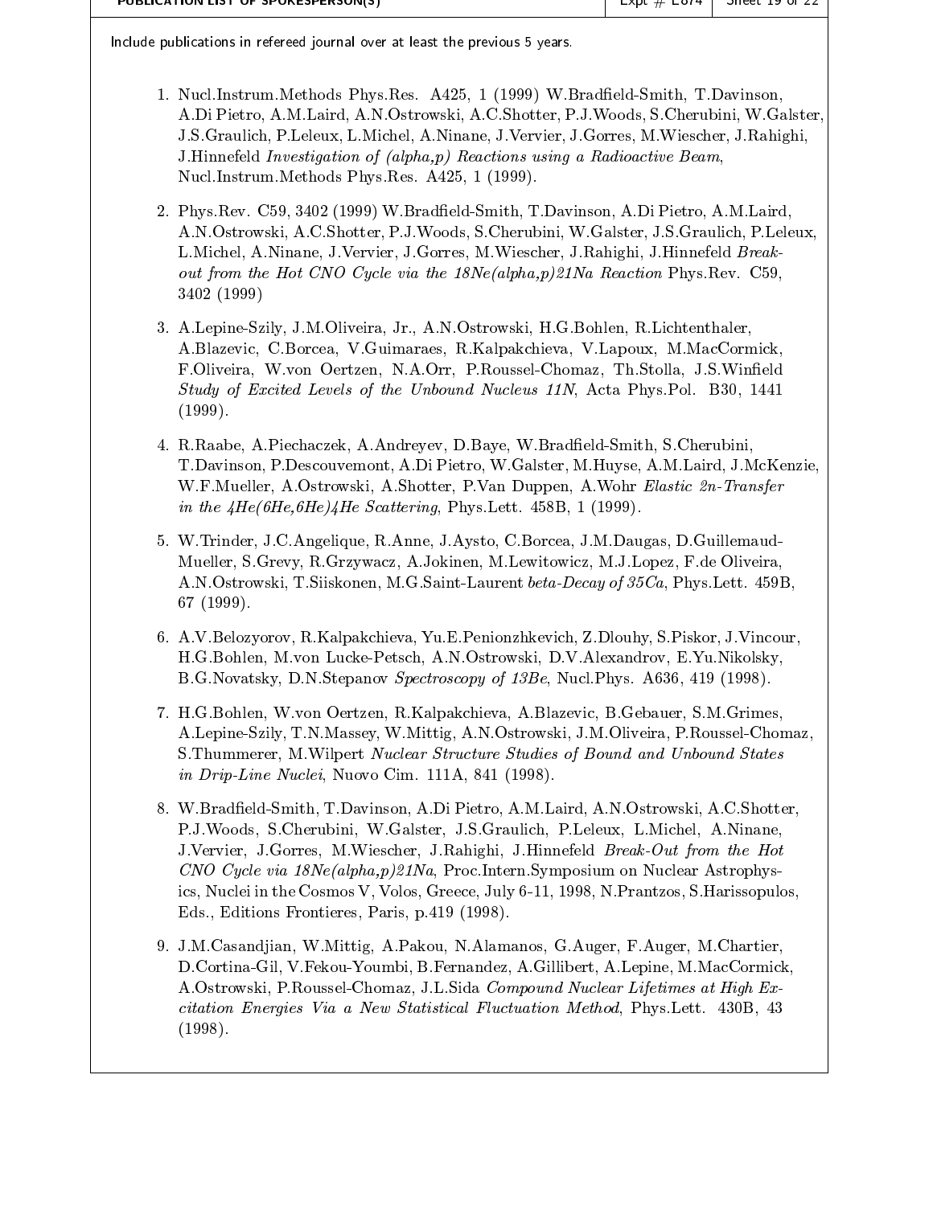Include publications in refereed journal over at least the previous 5 years.

1. Nucl.Instrum.Methods Phys.Res. A425, 1 (1999) W.Bradfield-Smith, T.Davinson, A.Di Pietro, A.M.Laird, A.N.Ostrowski, A.C.Shotter, P.J.Woods, S.Cherubini, W.Galster, J.S.Graulich, P.Leleux, L.Michel, A.Ninane, J.Vervier, J.Gorres, M.Wiescher, J.Rahighi, J.Hinnefeld *Investigation of (alpha,p) Reactions using a Radioactive Beam*, Nucl.Instrum.Methods Phys.Res. A425, 1 (1999).

2. Phys.Rev. C59, 3402 (1999) W.Bradfield-Smith, T.Davinson, A.Di Pietro, A.M.Laird, A.N.Ostrowski, A.C.Shotter, P.J.Woods, S.Cherubini, W.Galster, J.S.Graulich, P.Leleux, L.Michel, A.Ninane, J.Vervier, J.Gorres, M.Wiescher, J.Rahighi, J.Hinnefeld *Break-out from the Hot CNO Cycle via the 18Ne(alpha,p)21Na Reaction* Phys.Rev. C59, 3402 (1999)

3. A.Lepine-Szily, J.M.Oliveira, Jr., A.N.Ostrowski, H.G.Bohlen, R.Lichtenthaler, A.Blazevic, C.Borcea, V.Guimaraes, R.Kalpakchieva, V.Lapoux, M.MacCormick, F.Oliveira, W.von Oertzen, N.A.Orr, P.Roussel-Chomaz, Th.Stolla, J.S.Winfield *Study of Excited Levels of the Unbound Nucleus 11N*, Acta Phys.Pol. B30, 1441 (1999).

4. R.Raabe, A.Piechaczek, A.Andreyev, D.Baye, W.Bradfield-Smith, S.Cherubini, T.Davinson, P.Descouvemont, A.Di Pietro, W.Galster, M.Huyse, A.M.Laird, J.McKenzie, W.F.Mueller, A.Ostrowski, A.Shotter, P.Van Duppen, A.Wohr *Elastic 2n-Transfer in the 4He(6He,6He)4He Scattering*, Phys.Lett. 458B, 1 (1999).

5. W.Trinder, J.C.Angelique, R.Anne, J.Aysto, C.Borcea, J.M.Daugas, D.Guillemaud-Mueller, S.Grevy, R.Grzywacz, A.Jokinen, M.Lewitowicz, M.J.Lopez, F.de Oliveira, A.N.Ostrowski, T.Siiskonen, M.G.Saint-Laurent *beta-Decay of 35Ca*, Phys.Lett. 459B, 67 (1999).

6. A.V.Belozyorov, R.Kalpakchieva, Yu.E.Penionzhkevich, Z.Dlouhy, S.Piskor, J.Vincour, H.G.Bohlen, M.von Lucke-Petsch, A.N.Ostrowski, D.V.Alexandrov, E.Yu.Nikolsky, B.G.Novatsky, D.N.Stepanov *Spectroscopy of 13Be*, Nucl.Phys. A636, 419 (1998).

7. H.G.Bohlen, W.von Oertzen, R.Kalpakchieva, A.Blazevic, B.Gebauer, S.M.Grimes, A.Lepine-Szily, T.N.Massey, W.Mittig, A.N.Ostrowski, J.M.Oliveira, P.Roussel-Chomaz, S.Thummerer, M.Wilpert *Nuclear Structure Studies of Bound and Unbound States in Drip-Line Nuclei*, Nuovo Cim. 111A, 841 (1998).

8. W.Bradfield-Smith, T.Davinson, A.Di Pietro, A.M.Laird, A.N.Ostrowski, A.C.Shotter, P.J.Woods, S.Cherubini, W.Galster, J.S.Graulich, P.Leleux, L.Michel, A.Ninane, J.Vervier, J.Gorres, M.Wiescher, J.Rahighi, J.Hinnefeld *Break-Out from the Hot CNO Cycle via 18Ne(alpha,p)21Na*, Proc.Intern.Symposium on Nuclear Astrophysics, Nuclei in the Cosmos V, Volos, Greece, July 6-11, 1998, N.Prantzos, S.Harissopulos, Eds., Editions Frontieres, Paris, p.419 (1998).

9. J.M.Casandjian, W.Mittig, A.Pakou, N.Alamanos, G.Auger, F.Auger, M.Chartier, D.Cortina-Gil, V.Fekou-Youmbi, B.Fernandez, A.Gillibert, A.Lepine, M.MacCormick, A.Ostrowski, P.Roussel-Chomaz, J.L.Sida *Compound Nuclear Lifetimes at High Excitation Energies Via a New Statistical Fluctuation Method*, Phys.Lett. 430B, 43 (1998).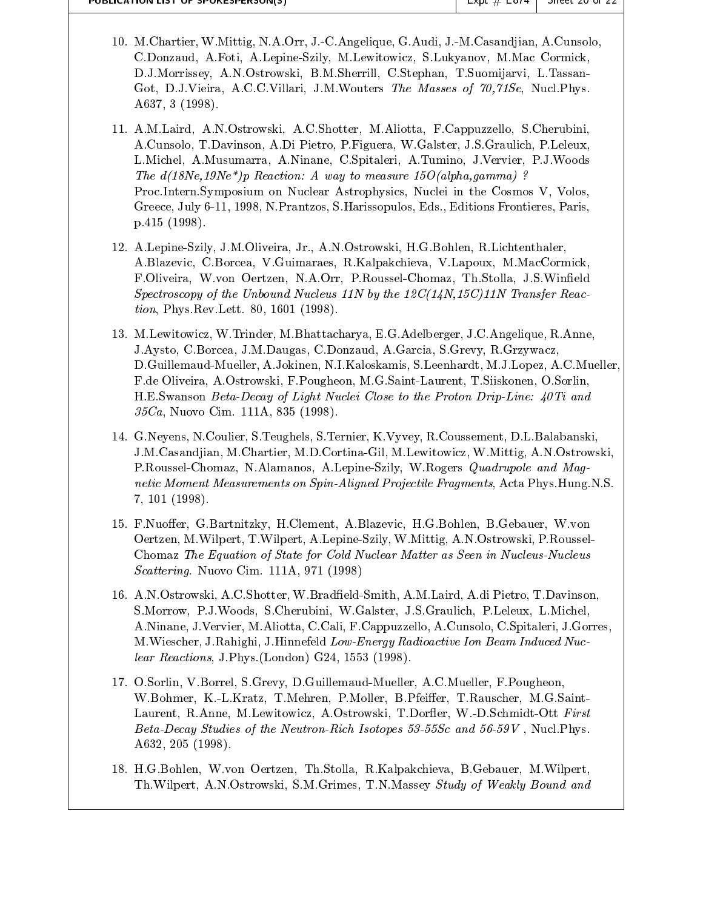10. M.Chartier, W.Mittig, N.A.Orr, J.-C.Angelique, G.Audi, J.-M.Casandjian, A.Cunsolo, C.Donzaud, A.Foti, A.Lepine-Szily, M.Lewitowicz, S.Lukyanov, M.Mac Cormick, D.J.Morrissey, A.N.Ostrowski, B.M.Sherrill, C.Stephan, T.Suomijarvi, L.Tassan-Got, D.J.Vieira, A.C.C.Villari, J.M.Wouters *The Masses of 70,71Se*, Nucl.Phys. A637, 3 (1998).

11. A.M.Laird, A.N.Ostrowski, A.C.Shotter, M.Aliotta, F.Cappuzzello, S.Cherubini, A.Cunsolo, T.Davinson, A.Di Pietro, P.Figuera, W.Galster, J.S.Graulich, P.Leleux, L.Michel, A.Musumarra, A.Ninane, C.Spitaleri, A.Tumino, J.Vervier, P.J.Woods *The d(18Ne,19Ne*)p Reaction: A way to measure 15O(alpha,gamma) ?* Proc.Intern.Symposium on Nuclear Astrophysics, Nuclei in the Cosmos V, Volos, Greece, July 6-11, 1998, N.Prantzos, S.Harissopulos, Eds., Editions Frontieres, Paris, p.415 (1998).

12. A.Lepine-Szily, J.M.Oliveira, Jr., A.N.Ostrowski, H.G.Bohlen, R.Lichtenthaler, A.Blazevic, C.Borcea, V.Guimaraes, R.Kalpakchieva, V.Lapoux, M.MacCormick, F.Oliveira, W.von Oertzen, N.A.Orr, P.Roussel-Chomaz, Th.Stolla, J.S.Winfield *Spectroscopy of the Unbound Nucleus 11N by the 12C(14N,15C)11N Transfer Reaction*, Phys.Rev.Lett. 80, 1601 (1998).

13. M.Lewitowicz, W.Trinder, M.Bhattacharya, E.G.Adelberger, J.C.Angelique, R.Anne, J.Aysto, C.Borcea, J.M.Daugas, C.Donzaud, A.Garcia, S.Grevy, R.Grzywacz, D.Guillemaud-Mueller, A.Jokinen, N.I.Kaloskamis, S.Leenhardt, M.J.Lopez, A.C.Mueller, F.de Oliveira, A.Ostrowski, F.Pougheon, M.G.Saint-Laurent, T.Siiskonen, O.Sorlin, H.E.Swanson *Beta-Decay of Light Nuclei Close to the Proton Drip-Line: 40Ti and 35Ca*, Nuovo Cim. 111A, 835 (1998).

14. G.Neyens, N.Coulier, S.Teughels, S.Ternier, K.Vyvey, R.Coussement, D.L.Balabanski, J.M.Casandjian, M.Chartier, M.D.Cortina-Gil, M.Lewitowicz, W.Mittig, A.N.Ostrowski, P.Roussel-Chomaz, N.Alamanos, A.Lepine-Szily, W.Rogers *Quadrupole and Magnetic Moment Measurements on Spin-Aligned Projectile Fragments*, Acta Phys.Hung.N.S. 7, 101 (1998).

15. F.Nuoffer, G.Bartnitzky, H.Clement, A.Blazevic, H.G.Bohlen, B.Gebauer, W.von Oertzen, M.Wilpert, T.Wilpert, A.Lepine-Szily, W.Mittig, A.N.Ostrowski, P.Roussel-Chomaz *The Equation of State for Cold Nuclear Matter as Seen in Nucleus-Nucleus Scattering*. Nuovo Cim. 111A, 971 (1998)

16. A.N.Ostrowski, A.C.Shotter, W.Bradfield-Smith, A.M.Laird, A.di Pietro, T.Davinson, S.Morrow, P.J.Woods, S.Cherubini, W.Galster, J.S.Graulich, P.Leleux, L.Michel, A.Ninane, J.Vervier, M.Aliotta, C.Cali, F.Cappuzzello, A.Cunsolo, C.Spitaleri, J.Gorres, M.Wiescher, J.Rahighi, J.Hinnefeld *Low-Energy Radioactive Ion Beam Induced Nuclear Reactions*, J.Phys.(London) G24, 1553 (1998).

17. O.Sorlin, V.Borrel, S.Grevy, D.Guillemaud-Mueller, A.C.Mueller, F.Pougheon, W.Bohmer, K.-L.Kratz, T.Mehren, P.Moller, B.Pfeiffer, T.Rauscher, M.G.Saint-Laurent, R.Anne, M.Lewitowicz, A.Ostrowski, T.Dorfler, W.-D.Schmidt-Ott *First Beta-Decay Studies of the Neutron-Rich Isotopes 53-55Sc and 56-59V* , Nucl.Phys. A632, 205 (1998).

18. H.G.Bohlen, W.von Oertzen, Th.Stolla, R.Kalpakchieva, B.Gebauer, M.Wilpert, Th.Wilpert, A.N.Ostrowski, S.M.Grimes, T.N.Massey *Study of Weakly Bound and*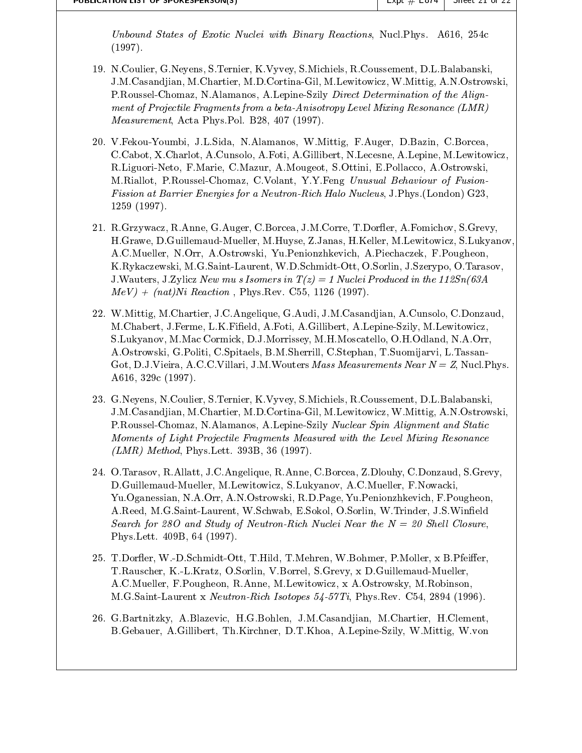*Unbound States of Exotic Nuclei with Binary Reactions*, Nucl.Phys. A616, 254c (1997).

19. N.Coulier, G.Neyens, S.Ternier, K.Vyvey, S.Michiels, R.Coussement, D.L.Balabanski, J.M.Casandjian, M.Chartier, M.D.Cortina-Gil, M.Lewitowicz, W.Mittig, A.N.Ostrowski, P.Roussel-Chomaz, N.Alamanos, A.Lepine-Szily *Direct Determination of the Alignment of Projectile Fragments from a beta-Anisotropy Level Mixing Resonance (LMR) Measurement*, Acta Phys.Pol. B28, 407 (1997).

20. V.Fekou-Youmbi, J.L.Sida, N.Alamanos, W.Mittig, F.Auger, D.Bazin, C.Borcea, C.Cabot, X.Charlot, A.Cunsolo, A.Foti, A.Gillibert, N.Lecesne, A.Lepine, M.Lewitowicz, R.Liguori-Neto, F.Marie, C.Mazur, A.Mougeot, S.Ottini, E.Pollacco, A.Ostrowski, M.Riallot, P.Roussel-Chomaz, C.Volant, Y.Y.Feng *Unusual Behaviour of Fusion-Fission at Barrier Energies for a Neutron-Rich Halo Nucleus*, J.Phys.(London) G23, 1259 (1997).

21. R.Grzywacz, R.Anne, G.Auger, C.Borcea, J.M.Corre, T.Dorfler, A.Fomichov, S.Grevy, H.Grawe, D.Guillemaud-Mueller, M.Huyse, Z.Janas, H.Keller, M.Lewitowicz, S.Lukyanov, A.C.Mueller, N.Orr, A.Ostrowski, Yu.Penionzhkevich, A.Piechaczek, F.Pougheon, K.Rykaczewski, M.G.Saint-Laurent, W.D.Schmidt-Ott, O.Sorlin, J.Szerypo, O.Tarasov, J.Wauters, J.Zylicz *New mu s Isomers in T(z) = 1 Nuclei Produced in the 112Sn(63A MeV) + (nat)Ni Reaction* , Phys.Rev. C55, 1126 (1997).

22. W.Mittig, M.Chartier, J.C.Angelique, G.Audi, J.M.Casandjian, A.Cunsolo, C.Donzaud, M.Chabert, J.Ferme, L.K.Fifield, A.Foti, A.Gillibert, A.Lepine-Szily, M.Lewitowicz, S.Lukyanov, M.Mac Cormick, D.J.Morrissey, M.H.Moscatello, O.H.Odland, N.A.Orr, A.Ostrowski, G.Politi, C.Spitaels, B.M.Sherrill, C.Stephan, T.Suomijarvi, L.Tassan-Got, D.J.Vieira, A.C.C.Villari, J.M.Wouters *Mass Measurements Near N = Z*, Nucl.Phys. A616, 329c (1997).

23. G.Neyens, N.Coulier, S.Ternier, K.Vyvey, S.Michiels, R.Coussement, D.L.Balabanski, J.M.Casandjian, M.Chartier, M.D.Cortina-Gil, M.Lewitowicz, W.Mittig, A.N.Ostrowski, P.Roussel-Chomaz, N.Alamanos, A.Lepine-Szily *Nuclear Spin Alignment and Static Moments of Light Projectile Fragments Measured with the Level Mixing Resonance (LMR) Method*, Phys.Lett. 393B, 36 (1997).

24. O.Tarasov, R.Allatt, J.C.Angelique, R.Anne, C.Borcea, Z.Dlouhy, C.Donzaud, S.Grevy, D.Guillemaud-Mueller, M.Lewitowicz, S.Lukyanov, A.C.Mueller, F.Nowacki, Yu.Oganessian, N.A.Orr, A.N.Ostrowski, R.D.Page, Yu.Penionzhkevich, F.Pougheon, A.Reed, M.G.Saint-Laurent, W.Schwab, E.Sokol, O.Sorlin, W.Trinder, J.S.Winfield *Search for 28O and Study of Neutron-Rich Nuclei Near the N = 20 Shell Closure*, Phys.Lett. 409B, 64 (1997).

25. T.Dorfler, W.-D.Schmidt-Ott, T.Hild, T.Mehren, W.Bohmer, P.Moller, x B.Pfeiffer, T.Rauscher, K.-L.Kratz, O.Sorlin, V.Borrel, S.Grevy, x D.Guillemaud-Mueller, A.C.Mueller, F.Pougheon, R.Anne, M.Lewitowicz, x A.Ostrowsky, M.Robinson, M.G.Saint-Laurent x *Neutron-Rich Isotopes 54-57Ti*, Phys.Rev. C54, 2894 (1996).

26. G.Bartnitzky, A.Blazevic, H.G.Bohlen, J.M.Casandjian, M.Chartier, H.Clement, B.Gebauer, A.Gillibert, Th.Kirchner, D.T.Khoa, A.Lepine-Szily, W.Mittig, W.von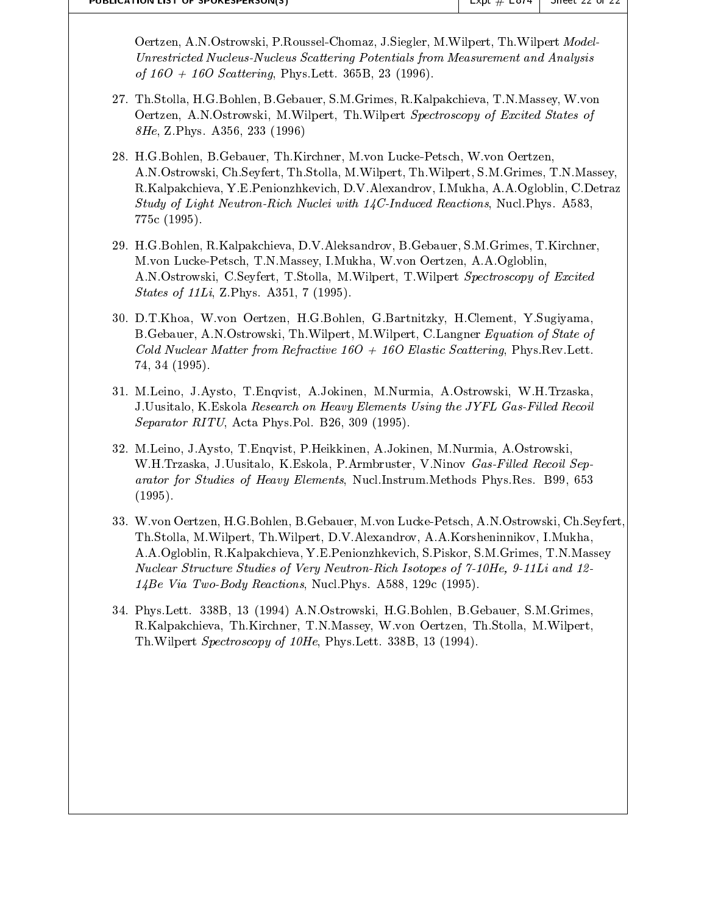Oertzen, A.N.Ostrowski, P.Roussel-Chomaz, J.Siegler, M.Wilpert, Th.Wilpert *Model-Unrestricted Nucleus-Nucleus Scattering Potentials from Measurement and Analysis of 16O + 16O Scattering*, Phys.Lett. 365B, 23 (1996).

27. Th.Stolla, H.G.Bohlen, B.Gebauer, S.M.Grimes, R.Kalpakchieva, T.N.Massey, W.von Oertzen, A.N.Ostrowski, M.Wilpert, Th.Wilpert *Spectroscopy of Excited States of 8He*, Z.Phys. A356, 233 (1996)

28. H.G.Bohlen, B.Gebauer, Th.Kirchner, M.von Lucke-Petsch, W.von Oertzen, A.N.Ostrowski, Ch.Seyfert, Th.Stolla, M.Wilpert, Th.Wilpert, S.M.Grimes, T.N.Massey, R.Kalpakchieva, Y.E.Penionzhkevich, D.V.Alexandrov, I.Mukha, A.A.Ogloblin, C.Detraz *Study of Light Neutron-Rich Nuclei with 14C-Induced Reactions*, Nucl.Phys. A583, 775c (1995).

29. H.G.Bohlen, R.Kalpakchieva, D.V.Aleksandrov, B.Gebauer, S.M.Grimes, T.Kirchner, M.von Lucke-Petsch, T.N.Massey, I.Mukha, W.von Oertzen, A.A.Ogloblin, A.N.Ostrowski, C.Seyfert, T.Stolla, M.Wilpert, T.Wilpert *Spectroscopy of Excited States of 11Li*, Z.Phys. A351, 7 (1995).

30. D.T.Khoa, W.von Oertzen, H.G.Bohlen, G.Bartnitzky, H.Clement, Y.Sugiyama, B.Gebauer, A.N.Ostrowski, Th.Wilpert, M.Wilpert, C.Langner *Equation of State of Cold Nuclear Matter from Refractive 16O + 16O Elastic Scattering*, Phys.Rev.Lett. 74, 34 (1995).

31. M.Leino, J.Aysto, T.Enqvist, A.Jokinen, M.Nurmia, A.Ostrowski, W.H.Trzaska, J.Uusitalo, K.Eskola *Research on Heavy Elements Using the JYFL Gas-Filled Recoil Separator RITU*, Acta Phys.Pol. B26, 309 (1995).

32. M.Leino, J.Aysto, T.Enqvist, P.Heikkinen, A.Jokinen, M.Nurmia, A.Ostrowski, W.H.Trzaska, J.Uusitalo, K.Eskola, P.Armbruster, V.Ninov *Gas-Filled Recoil Separator for Studies of Heavy Elements*, Nucl.Instrum.Methods Phys.Res. B99, 653 (1995).

33. W.von Oertzen, H.G.Bohlen, B.Gebauer, M.von Lucke-Petsch, A.N.Ostrowski, Ch.Seyfert, Th.Stolla, M.Wilpert, Th.Wilpert, D.V.Alexandrov, A.A.Korsheninnikov, I.Mukha, A.A.Ogloblin, R.Kalpakchieva, Y.E.Penionzhkevich, S.Piskor, S.M.Grimes, T.N.Massey *Nuclear Structure Studies of Very Neutron-Rich Isotopes of 7-10He, 9-11Li and 12-14Be Via Two-Body Reactions*, Nucl.Phys. A588, 129c (1995).

34. Phys.Lett. 338B, 13 (1994) A.N.Ostrowski, H.G.Bohlen, B.Gebauer, S.M.Grimes, R.Kalpakchieva, Th.Kirchner, T.N.Massey, W.von Oertzen, Th.Stolla, M.Wilpert, Th.Wilpert *Spectroscopy of 10He*, Phys.Lett. 338B, 13 (1994).